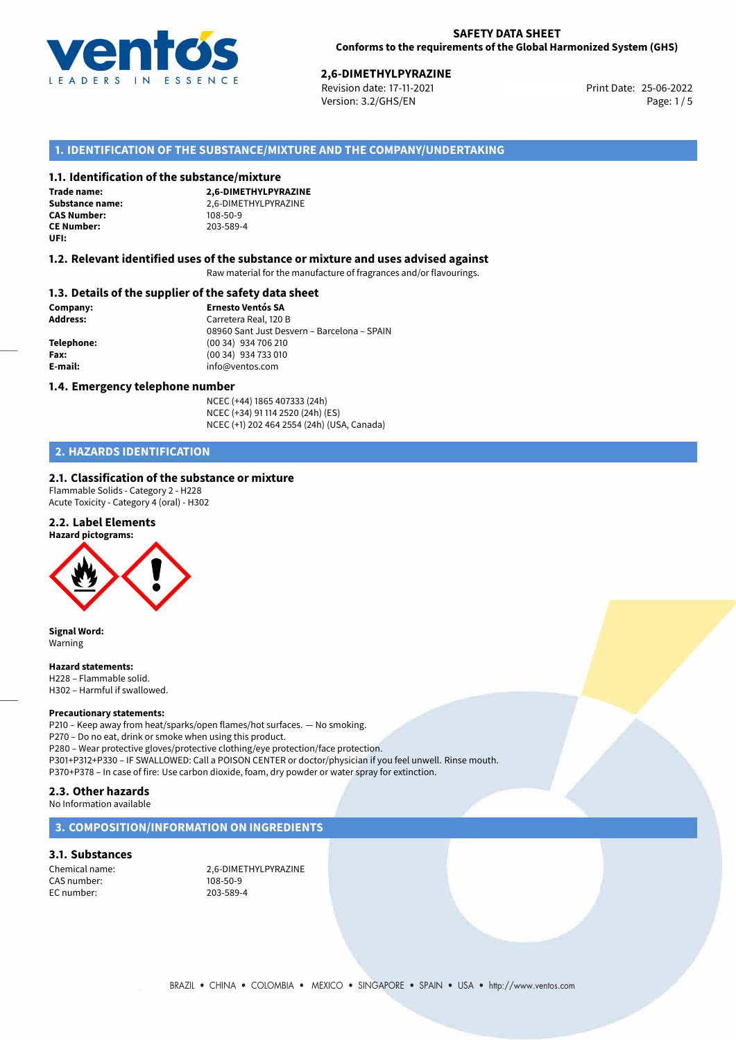**SAFETY DATA SHEET**
**Conforms to the requirements of the Global Harmonized System (GHS)**

**2,6-DIMETHYLPYRAZINE**
Revision date: 17-11-2021
Version: 3.2/GHS/EN
Print Date: 25-06-2022

## 1. IDENTIFICATION OF THE SUBSTANCE/MIXTURE AND THE COMPANY/UNDERTAKING

### 1.1. Identification of the substance/mixture

**Trade name:** **2,6-DIMETHYLPYRAZINE**
**Substance name:** 2,6-DIMETHYLPYRAZINE
**CAS Number:** 108-50-9
**CE Number:** 203-589-4
**UFI:**

### 1.2. Relevant identified uses of the substance or mixture and uses advised against

Raw material for the manufacture of fragrances and/or flavourings.

### 1.3. Details of the supplier of the safety data sheet

**Company:** **Ernesto Ventós SA**
**Address:** Carretera Real, 120 B
08960 Sant Just Desvern – Barcelona – SPAIN
**Telephone:** (00 34) 934 706 210
**Fax:** (00 34) 934 733 010
**E-mail:** info@ventos.com

### 1.4. Emergency telephone number

NCEC (+44) 1865 407333 (24h)
NCEC (+34) 91 114 2520 (24h) (ES)
NCEC (+1) 202 464 2554 (24h) (USA, Canada)

## 2. HAZARDS IDENTIFICATION

### 2.1. Classification of the substance or mixture

Flammable Solids - Category 2 - H228
Acute Toxicity - Category 4 (oral) - H302

### 2.2. Label Elements

**Hazard pictograms:**

**Signal Word:**
Warning

**Hazard statements:**
H228 – Flammable solid.
H302 – Harmful if swallowed.

**Precautionary statements:**
P210 – Keep away from heat/sparks/open flames/hot surfaces. — No smoking.
P270 – Do no eat, drink or smoke when using this product.
P280 – Wear protective gloves/protective clothing/eye protection/face protection.
P301+P312+P330 – IF SWALLOWED: Call a POISON CENTER or doctor/physician if you feel unwell. Rinse mouth.
P370+P378 – In case of fire: Use carbon dioxide, foam, dry powder or water spray for extinction.

### 2.3. Other hazards

No Information available

## 3. COMPOSITION/INFORMATION ON INGREDIENTS

### 3.1. Substances

Chemical name: 2,6-DIMETHYLPYRAZINE
CAS number: 108-50-9
EC number: 203-589-4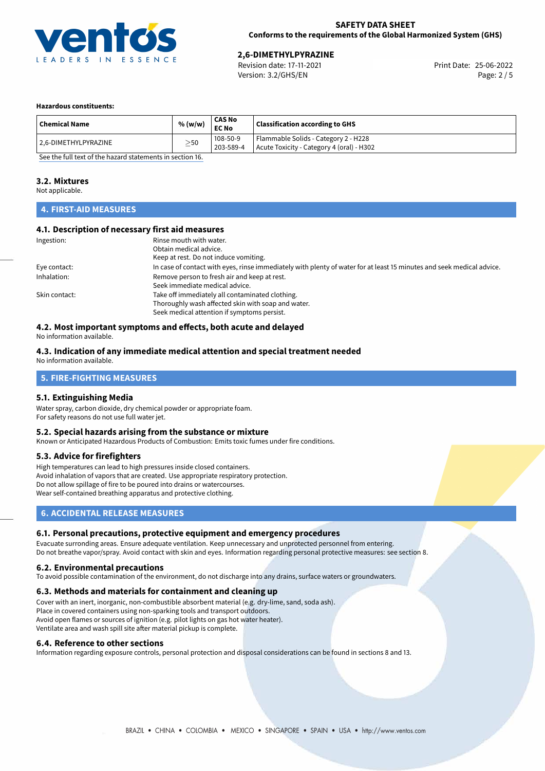**Hazardous constituents:**

| Chemical Name | % (w/w) | CAS No<br>EC No | Classification according to GHS |
|---|---|---|---|
| 2,6-DIMETHYLPYRAZINE | ≥50 | 108-50-9<br>203-589-4 | Flammable Solids - Category 2 - H228<br>Acute Toxicity - Category 4 (oral) - H302 |

See the full text of the hazard statements in section 16.

### 3.2. Mixtures

Not applicable.

## 4. FIRST-AID MEASURES

### 4.1. Description of necessary first aid measures

| | |
|---|---|
| Ingestion: | Rinse mouth with water.<br>Obtain medical advice.<br>Keep at rest. Do not induce vomiting. |
| Eye contact: | In case of contact with eyes, rinse immediately with plenty of water for at least 15 minutes and seek medical advice. |
| Inhalation: | Remove person to fresh air and keep at rest.<br>Seek immediate medical advice. |
| Skin contact: | Take off immediately all contaminated clothing.<br>Thoroughly wash affected skin with soap and water.<br>Seek medical attention if symptoms persist. |

### 4.2. Most important symptoms and effects, both acute and delayed

No information available.

### 4.3. Indication of any immediate medical attention and special treatment needed

No information available.

## 5. FIRE-FIGHTING MEASURES

### 5.1. Extinguishing Media

Water spray, carbon dioxide, dry chemical powder or appropriate foam.
For safety reasons do not use full water jet.

### 5.2. Special hazards arising from the substance or mixture

Known or Anticipated Hazardous Products of Combustion: Emits toxic fumes under fire conditions.

### 5.3. Advice for firefighters

High temperatures can lead to high pressures inside closed containers.
Avoid inhalation of vapors that are created. Use appropriate respiratory protection.
Do not allow spillage of fire to be poured into drains or watercourses.
Wear self-contained breathing apparatus and protective clothing.

## 6. ACCIDENTAL RELEASE MEASURES

### 6.1. Personal precautions, protective equipment and emergency procedures

Evacuate surronding areas. Ensure adequate ventilation. Keep unnecessary and unprotected personnel from entering.
Do not breathe vapor/spray. Avoid contact with skin and eyes. Information regarding personal protective measures: see section 8.

### 6.2. Environmental precautions

To avoid possible contamination of the environment, do not discharge into any drains, surface waters or groundwaters.

### 6.3. Methods and materials for containment and cleaning up

Cover with an inert, inorganic, non-combustible absorbent material (e.g. dry-lime, sand, soda ash).
Place in covered containers using non-sparking tools and transport outdoors.
Avoid open flames or sources of ignition (e.g. pilot lights on gas hot water heater).
Ventilate area and wash spill site after material pickup is complete.

### 6.4. Reference to other sections

Information regarding exposure controls, personal protection and disposal considerations can be found in sections 8 and 13.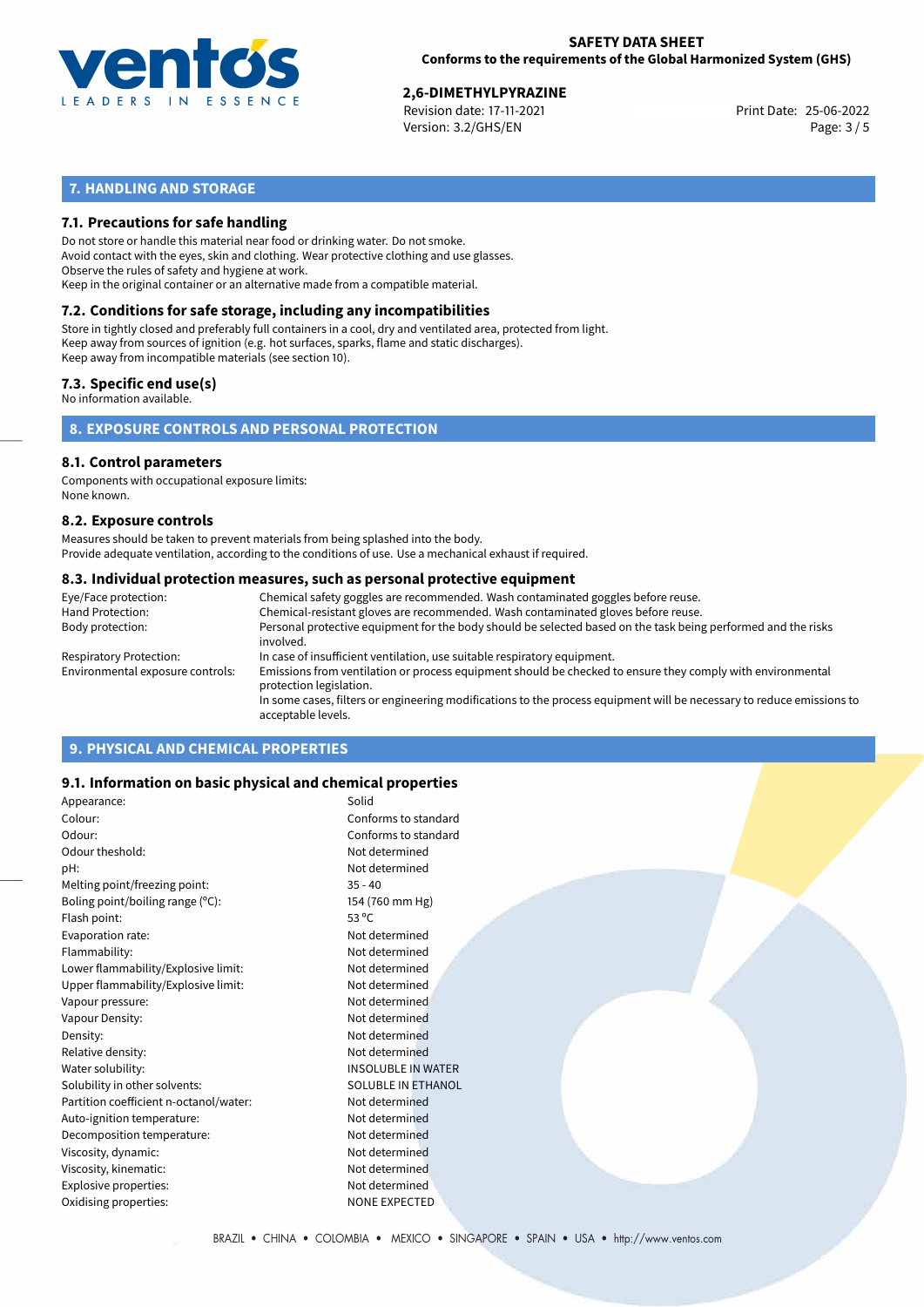## 7. HANDLING AND STORAGE

### 7.1. Precautions for safe handling

Do not store or handle this material near food or drinking water. Do not smoke.
Avoid contact with the eyes, skin and clothing. Wear protective clothing and use glasses.
Observe the rules of safety and hygiene at work.
Keep in the original container or an alternative made from a compatible material.

### 7.2. Conditions for safe storage, including any incompatibilities

Store in tightly closed and preferably full containers in a cool, dry and ventilated area, protected from light.
Keep away from sources of ignition (e.g. hot surfaces, sparks, flame and static discharges).
Keep away from incompatible materials (see section 10).

### 7.3. Specific end use(s)

No information available.

## 8. EXPOSURE CONTROLS AND PERSONAL PROTECTION

### 8.1. Control parameters

Components with occupational exposure limits:
None known.

### 8.2. Exposure controls

Measures should be taken to prevent materials from being splashed into the body.
Provide adequate ventilation, according to the conditions of use. Use a mechanical exhaust if required.

### 8.3. Individual protection measures, such as personal protective equipment

| | |
|---|---|
| Eye/Face protection: | Chemical safety goggles are recommended. Wash contaminated goggles before reuse. |
| Hand Protection: | Chemical-resistant gloves are recommended. Wash contaminated gloves before reuse. |
| Body protection: | Personal protective equipment for the body should be selected based on the task being performed and the risks involved. |
| Respiratory Protection: | In case of insufficient ventilation, use suitable respiratory equipment. |
| Environmental exposure controls: | Emissions from ventilation or process equipment should be checked to ensure they comply with environmental protection legislation. In some cases, filters or engineering modifications to the process equipment will be necessary to reduce emissions to acceptable levels. |

## 9. PHYSICAL AND CHEMICAL PROPERTIES

### 9.1. Information on basic physical and chemical properties

| | |
|---|---|
| Appearance: | Solid |
| Colour: | Conforms to standard |
| Odour: | Conforms to standard |
| Odour theshold: | Not determined |
| pH: | Not determined |
| Melting point/freezing point: | 35 - 40 |
| Boling point/boiling range (°C): | 154 (760 mm Hg) |
| Flash point: | 53 °C |
| Evaporation rate: | Not determined |
| Flammability: | Not determined |
| Lower flammability/Explosive limit: | Not determined |
| Upper flammability/Explosive limit: | Not determined |
| Vapour pressure: | Not determined |
| Vapour Density: | Not determined |
| Density: | Not determined |
| Relative density: | Not determined |
| Water solubility: | INSOLUBLE IN WATER |
| Solubility in other solvents: | SOLUBLE IN ETHANOL |
| Partition coefficient n-octanol/water: | Not determined |
| Auto-ignition temperature: | Not determined |
| Decomposition temperature: | Not determined |
| Viscosity, dynamic: | Not determined |
| Viscosity, kinematic: | Not determined |
| Explosive properties: | Not determined |
| Oxidising properties: | NONE EXPECTED |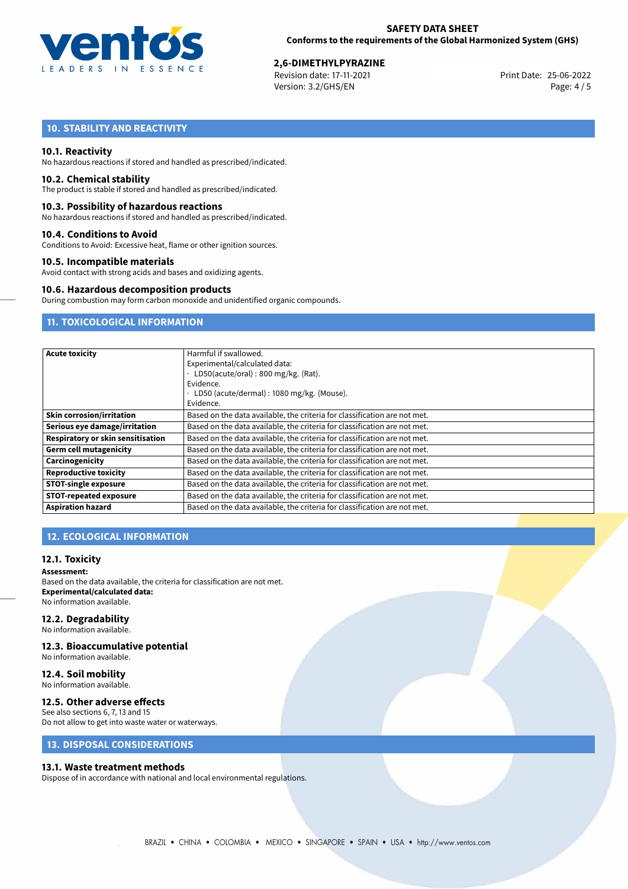## 10. STABILITY AND REACTIVITY

### 10.1. Reactivity

No hazardous reactions if stored and handled as prescribed/indicated.

### 10.2. Chemical stability

The product is stable if stored and handled as prescribed/indicated.

### 10.3. Possibility of hazardous reactions

No hazardous reactions if stored and handled as prescribed/indicated.

### 10.4. Conditions to Avoid

Conditions to Avoid: Excessive heat, flame or other ignition sources.

### 10.5. Incompatible materials

Avoid contact with strong acids and bases and oxidizing agents.

### 10.6. Hazardous decomposition products

During combustion may form carbon monoxide and unidentified organic compounds.

## 11. TOXICOLOGICAL INFORMATION

| | |
|---|---|
| **Acute toxicity** | Harmful if swallowed.<br>Experimental/calculated data:<br>· LD50(acute/oral) : 800 mg/kg. (Rat).<br>Evidence.<br>· LD50 (acute/dermal) : 1080 mg/kg. (Mouse).<br>Evidence. |
| **Skin corrosion/irritation** | Based on the data available, the criteria for classification are not met. |
| **Serious eye damage/irritation** | Based on the data available, the criteria for classification are not met. |
| **Respiratory or skin sensitisation** | Based on the data available, the criteria for classification are not met. |
| **Germ cell mutagenicity** | Based on the data available, the criteria for classification are not met. |
| **Carcinogenicity** | Based on the data available, the criteria for classification are not met. |
| **Reproductive toxicity** | Based on the data available, the criteria for classification are not met. |
| **STOT-single exposure** | Based on the data available, the criteria for classification are not met. |
| **STOT-repeated exposure** | Based on the data available, the criteria for classification are not met. |
| **Aspiration hazard** | Based on the data available, the criteria for classification are not met. |

## 12. ECOLOGICAL INFORMATION

### 12.1. Toxicity

**Assessment:**

Based on the data available, the criteria for classification are not met.

**Experimental/calculated data:**

No information available.

### 12.2. Degradability

No information available.

### 12.3. Bioaccumulative potential

No information available.

### 12.4. Soil mobility

No information available.

### 12.5. Other adverse effects

See also sections 6, 7, 13 and 15

Do not allow to get into waste water or waterways.

## 13. DISPOSAL CONSIDERATIONS

### 13.1. Waste treatment methods

Dispose of in accordance with national and local environmental regulations.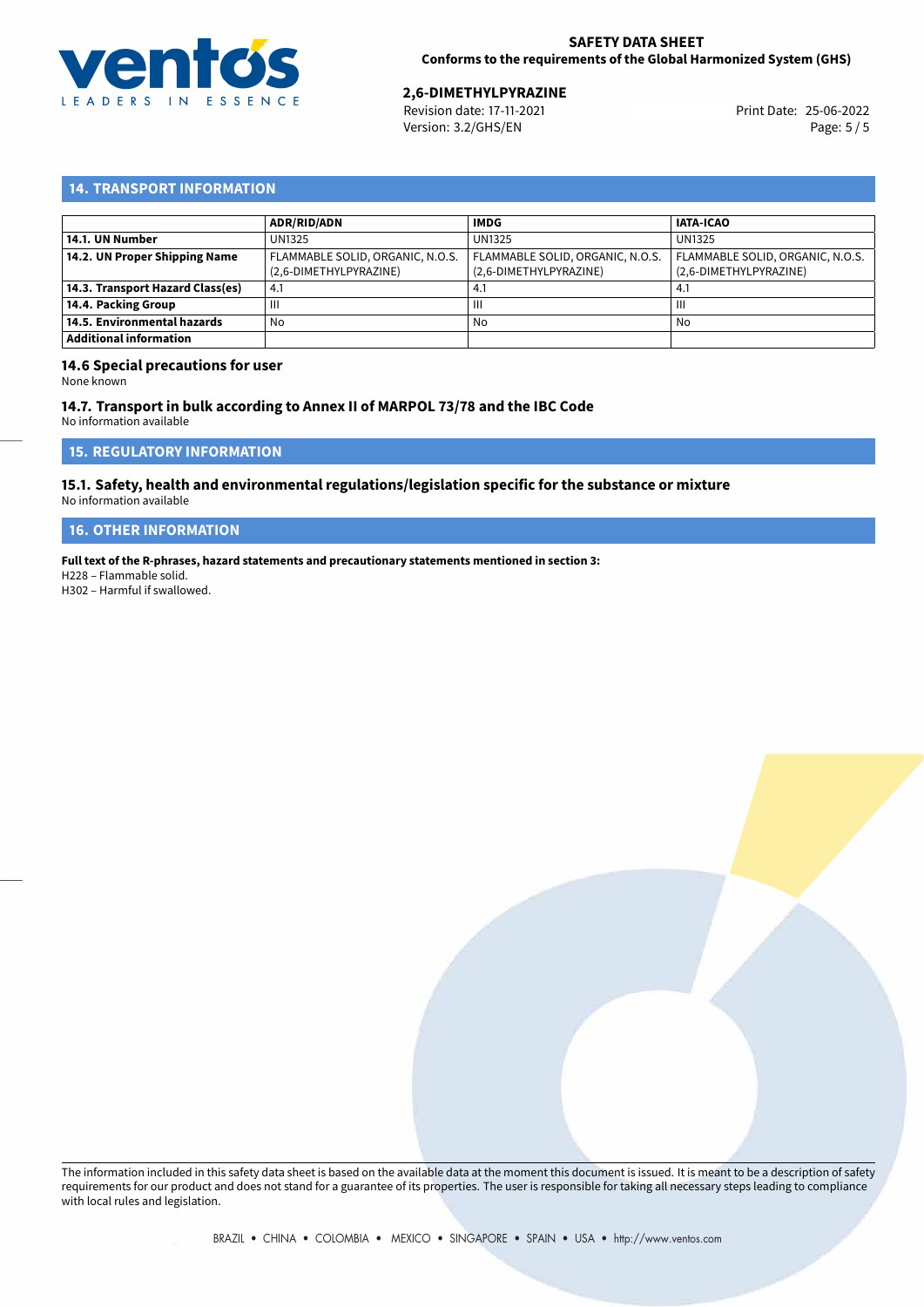## 14. TRANSPORT INFORMATION

| | ADR/RID/ADN | IMDG | IATA-ICAO |
|---|---|---|---|
| **14.1. UN Number** | UN1325 | UN1325 | UN1325 |
| **14.2. UN Proper Shipping Name** | FLAMMABLE SOLID, ORGANIC, N.O.S. (2,6-DIMETHYLPYRAZINE) | FLAMMABLE SOLID, ORGANIC, N.O.S. (2,6-DIMETHYLPYRAZINE) | FLAMMABLE SOLID, ORGANIC, N.O.S. (2,6-DIMETHYLPYRAZINE) |
| **14.3. Transport Hazard Class(es)** | 4.1 | 4.1 | 4.1 |
| **14.4. Packing Group** | III | III | III |
| **14.5. Environmental hazards** | No | No | No |
| **Additional information** | | | |

### 14.6 Special precautions for user

None known

### 14.7. Transport in bulk according to Annex II of MARPOL 73/78 and the IBC Code

No information available

## 15. REGULATORY INFORMATION

### 15.1. Safety, health and environmental regulations/legislation specific for the substance or mixture

No information available

## 16. OTHER INFORMATION

**Full text of the R-phrases, hazard statements and precautionary statements mentioned in section 3:**

H228 – Flammable solid.
H302 – Harmful if swallowed.

The information included in this safety data sheet is based on the available data at the moment this document is issued. It is meant to be a description of safety requirements for our product and does not stand for a guarantee of its properties. The user is responsible for taking all necessary steps leading to compliance with local rules and legislation.

BRAZIL • CHINA • COLOMBIA • MEXICO • SINGAPORE • SPAIN • USA • http://www.ventos.com